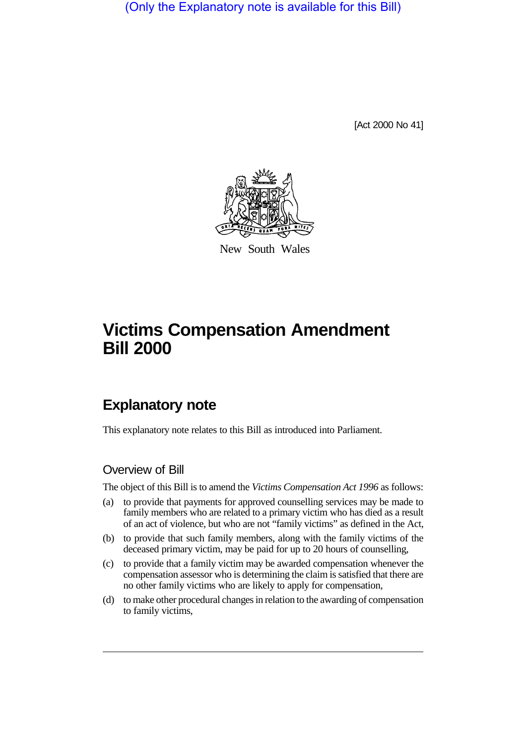(Only the Explanatory note is available for this Bill)

[Act 2000 No 41]

New South Wales

# Victims Compensation Amendment Bill 2000

## Explanatory note

This explanatory note relates to this Bill as introduced into Parliament.

### Overview of Bill

The object of this Bill is to amend the *Victims Compensation Act 1996* as follows:

(a) to provide that payments for approved counselling services may be made to family members who are related to a primary victim who has died as a result of an act of violence, but who are not "family victims" as defined in the Act,

(b) to provide that such family members, along with the family victims of the deceased primary victim, may be paid for up to 20 hours of counselling,

(c) to provide that a family victim may be awarded compensation whenever the compensation assessor who is determining the claim is satisfied that there are no other family victims who are likely to apply for compensation,

(d) to make other procedural changes in relation to the awarding of compensation to family victims,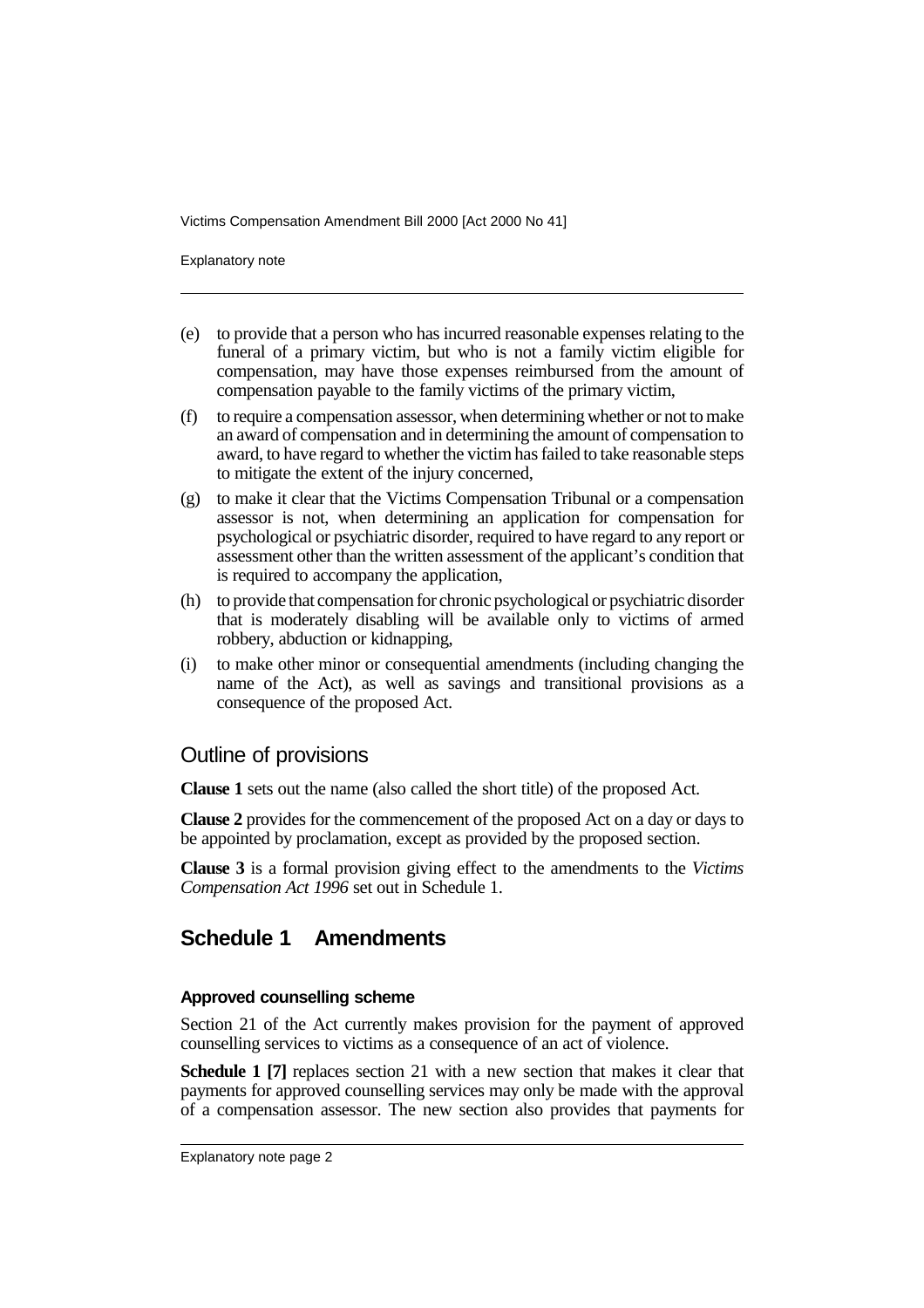(e) to provide that a person who has incurred reasonable expenses relating to the funeral of a primary victim, but who is not a family victim eligible for compensation, may have those expenses reimbursed from the amount of compensation payable to the family victims of the primary victim,

(f) to require a compensation assessor, when determining whether or not to make an award of compensation and in determining the amount of compensation to award, to have regard to whether the victim has failed to take reasonable steps to mitigate the extent of the injury concerned,

(g) to make it clear that the Victims Compensation Tribunal or a compensation assessor is not, when determining an application for compensation for psychological or psychiatric disorder, required to have regard to any report or assessment other than the written assessment of the applicant's condition that is required to accompany the application,

(h) to provide that compensation for chronic psychological or psychiatric disorder that is moderately disabling will be available only to victims of armed robbery, abduction or kidnapping,

(i) to make other minor or consequential amendments (including changing the name of the Act), as well as savings and transitional provisions as a consequence of the proposed Act.

## Outline of provisions

**Clause 1** sets out the name (also called the short title) of the proposed Act.

**Clause 2** provides for the commencement of the proposed Act on a day or days to be appointed by proclamation, except as provided by the proposed section.

**Clause 3** is a formal provision giving effect to the amendments to the *Victims Compensation Act 1996* set out in Schedule 1.

## Schedule 1 Amendments

#### Approved counselling scheme

Section 21 of the Act currently makes provision for the payment of approved counselling services to victims as a consequence of an act of violence.

**Schedule 1 [7]** replaces section 21 with a new section that makes it clear that payments for approved counselling services may only be made with the approval of a compensation assessor. The new section also provides that payments for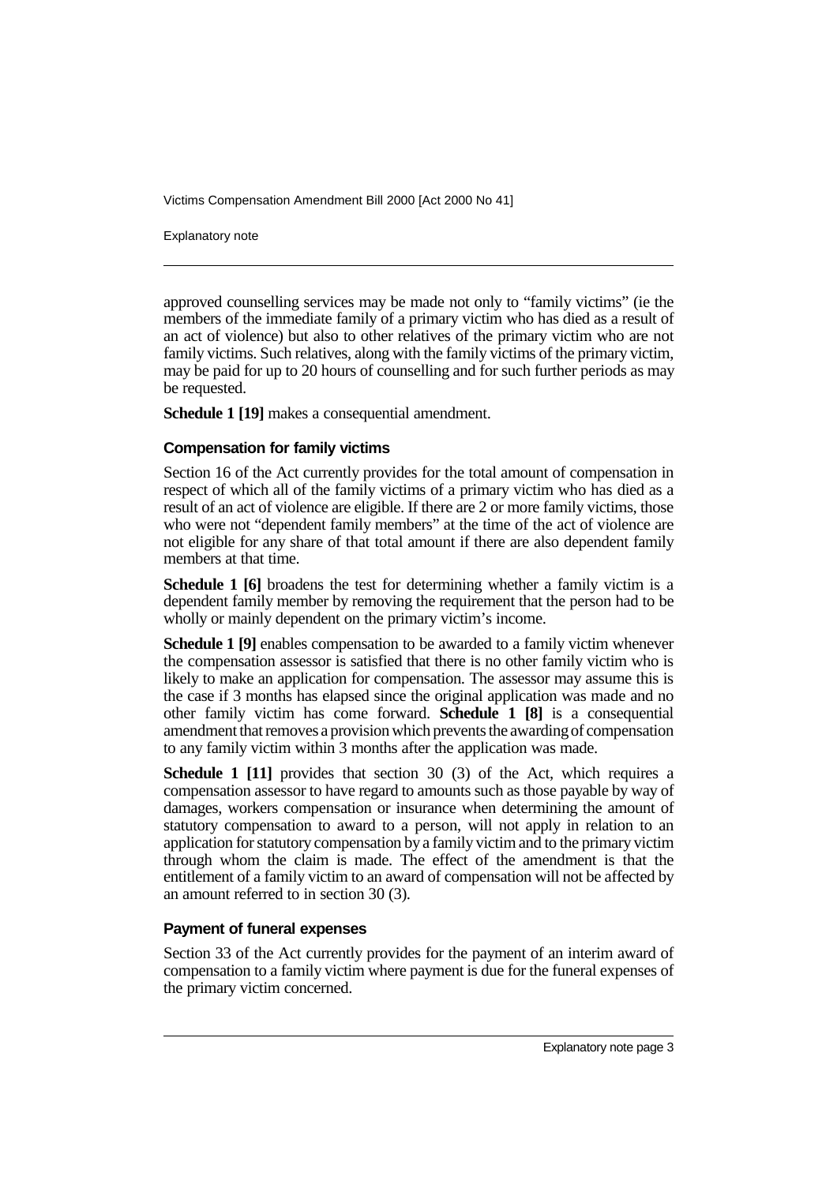approved counselling services may be made not only to "family victims" (ie the members of the immediate family of a primary victim who has died as a result of an act of violence) but also to other relatives of the primary victim who are not family victims. Such relatives, along with the family victims of the primary victim, may be paid for up to 20 hours of counselling and for such further periods as may be requested.

**Schedule 1 [19]** makes a consequential amendment.

### Compensation for family victims

Section 16 of the Act currently provides for the total amount of compensation in respect of which all of the family victims of a primary victim who has died as a result of an act of violence are eligible. If there are 2 or more family victims, those who were not "dependent family members" at the time of the act of violence are not eligible for any share of that total amount if there are also dependent family members at that time.

**Schedule 1 [6]** broadens the test for determining whether a family victim is a dependent family member by removing the requirement that the person had to be wholly or mainly dependent on the primary victim's income.

**Schedule 1 [9]** enables compensation to be awarded to a family victim whenever the compensation assessor is satisfied that there is no other family victim who is likely to make an application for compensation. The assessor may assume this is the case if 3 months has elapsed since the original application was made and no other family victim has come forward. **Schedule 1 [8]** is a consequential amendment that removes a provision which prevents the awarding of compensation to any family victim within 3 months after the application was made.

**Schedule 1 [11]** provides that section 30 (3) of the Act, which requires a compensation assessor to have regard to amounts such as those payable by way of damages, workers compensation or insurance when determining the amount of statutory compensation to award to a person, will not apply in relation to an application for statutory compensation by a family victim and to the primary victim through whom the claim is made. The effect of the amendment is that the entitlement of a family victim to an award of compensation will not be affected by an amount referred to in section 30 (3).

### Payment of funeral expenses

Section 33 of the Act currently provides for the payment of an interim award of compensation to a family victim where payment is due for the funeral expenses of the primary victim concerned.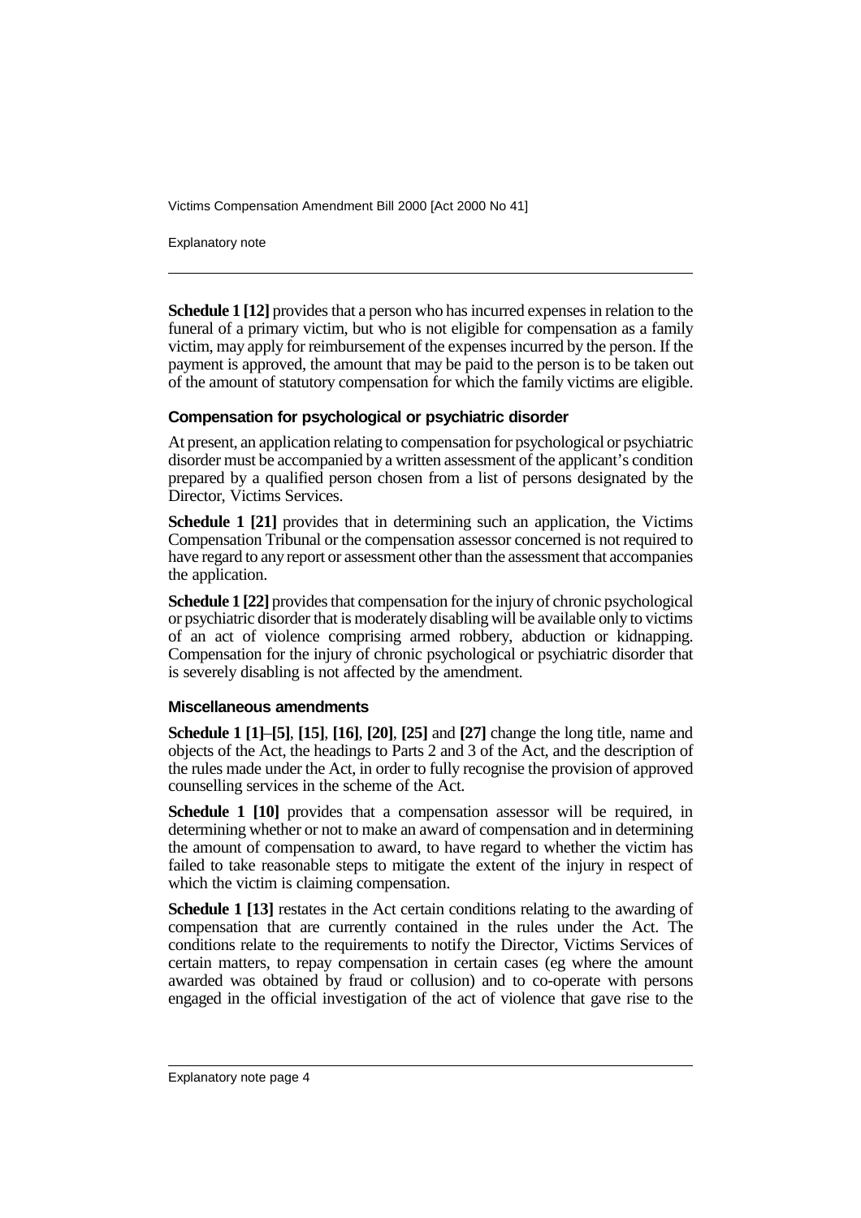**Schedule 1 [12]** provides that a person who has incurred expenses in relation to the funeral of a primary victim, but who is not eligible for compensation as a family victim, may apply for reimbursement of the expenses incurred by the person. If the payment is approved, the amount that may be paid to the person is to be taken out of the amount of statutory compensation for which the family victims are eligible.

### Compensation for psychological or psychiatric disorder

At present, an application relating to compensation for psychological or psychiatric disorder must be accompanied by a written assessment of the applicant's condition prepared by a qualified person chosen from a list of persons designated by the Director, Victims Services.

**Schedule 1 [21]** provides that in determining such an application, the Victims Compensation Tribunal or the compensation assessor concerned is not required to have regard to any report or assessment other than the assessment that accompanies the application.

**Schedule 1 [22]** provides that compensation for the injury of chronic psychological or psychiatric disorder that is moderately disabling will be available only to victims of an act of violence comprising armed robbery, abduction or kidnapping. Compensation for the injury of chronic psychological or psychiatric disorder that is severely disabling is not affected by the amendment.

### Miscellaneous amendments

**Schedule 1 [1]–[5]**, **[15]**, **[16]**, **[20]**, **[25]** and **[27]** change the long title, name and objects of the Act, the headings to Parts 2 and 3 of the Act, and the description of the rules made under the Act, in order to fully recognise the provision of approved counselling services in the scheme of the Act.

**Schedule 1 [10]** provides that a compensation assessor will be required, in determining whether or not to make an award of compensation and in determining the amount of compensation to award, to have regard to whether the victim has failed to take reasonable steps to mitigate the extent of the injury in respect of which the victim is claiming compensation.

**Schedule 1 [13]** restates in the Act certain conditions relating to the awarding of compensation that are currently contained in the rules under the Act. The conditions relate to the requirements to notify the Director, Victims Services of certain matters, to repay compensation in certain cases (eg where the amount awarded was obtained by fraud or collusion) and to co-operate with persons engaged in the official investigation of the act of violence that gave rise to the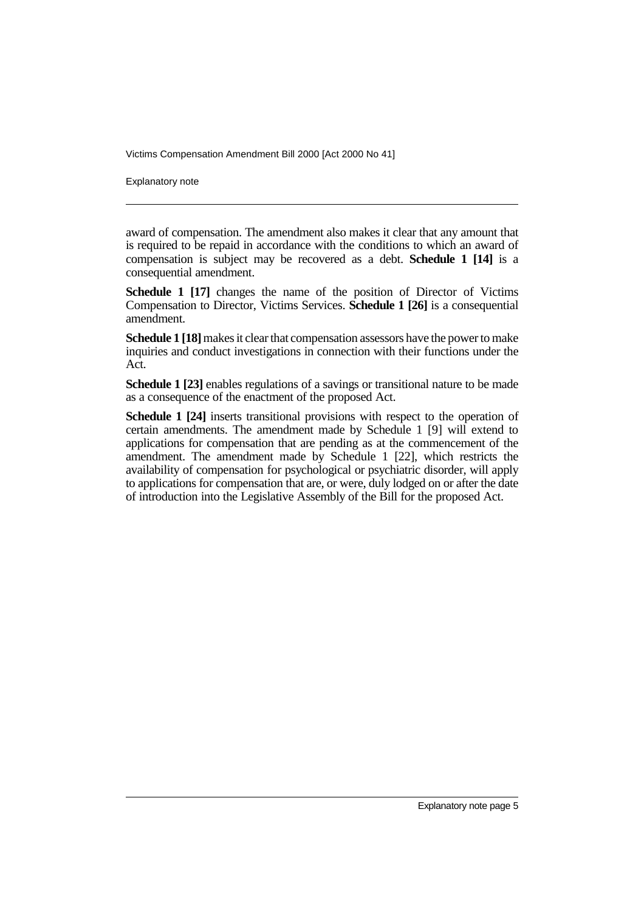award of compensation. The amendment also makes it clear that any amount that is required to be repaid in accordance with the conditions to which an award of compensation is subject may be recovered as a debt. **Schedule 1 [14]** is a consequential amendment.

**Schedule 1 [17]** changes the name of the position of Director of Victims Compensation to Director, Victims Services. **Schedule 1 [26]** is a consequential amendment.

**Schedule 1 [18]** makes it clear that compensation assessors have the power to make inquiries and conduct investigations in connection with their functions under the Act.

**Schedule 1 [23]** enables regulations of a savings or transitional nature to be made as a consequence of the enactment of the proposed Act.

**Schedule 1 [24]** inserts transitional provisions with respect to the operation of certain amendments. The amendment made by Schedule 1 [9] will extend to applications for compensation that are pending as at the commencement of the amendment. The amendment made by Schedule 1 [22], which restricts the availability of compensation for psychological or psychiatric disorder, will apply to applications for compensation that are, or were, duly lodged on or after the date of introduction into the Legislative Assembly of the Bill for the proposed Act.